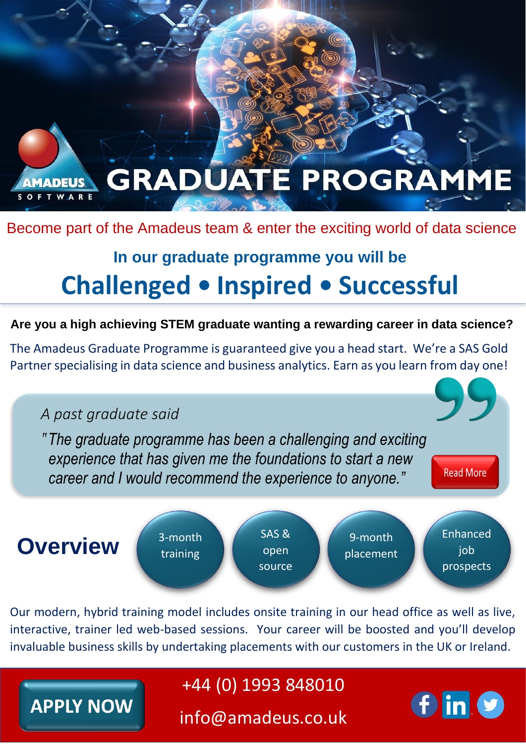# AMADEUS SOFTWARE GRADUATE PROGRAMME

Become part of the Amadeus team & enter the exciting world of data science

### In our graduate programme you will be

## Challenged • Inspired • Successful

**Are you a high achieving STEM graduate wanting a rewarding career in data science?**

The Amadeus Graduate Programme is guaranteed give you a head start. We're a SAS Gold Partner specialising in data science and business analytics. Earn as you learn from day one!

*A past graduate said*

*"The graduate programme has been a challenging and exciting experience that has given me the foundations to start a new career and I would recommend the experience to anyone."*

Read More

## Overview

- 3-month training
- SAS & open source
- 9-month placement
- Enhanced job prospects

Our modern, hybrid training model includes onsite training in our head office as well as live, interactive, trainer led web-based sessions. Your career will be boosted and you'll develop invaluable business skills by undertaking placements with our customers in the UK or Ireland.

**APPLY NOW**

+44 (0) 1993 848010

info@amadeus.co.uk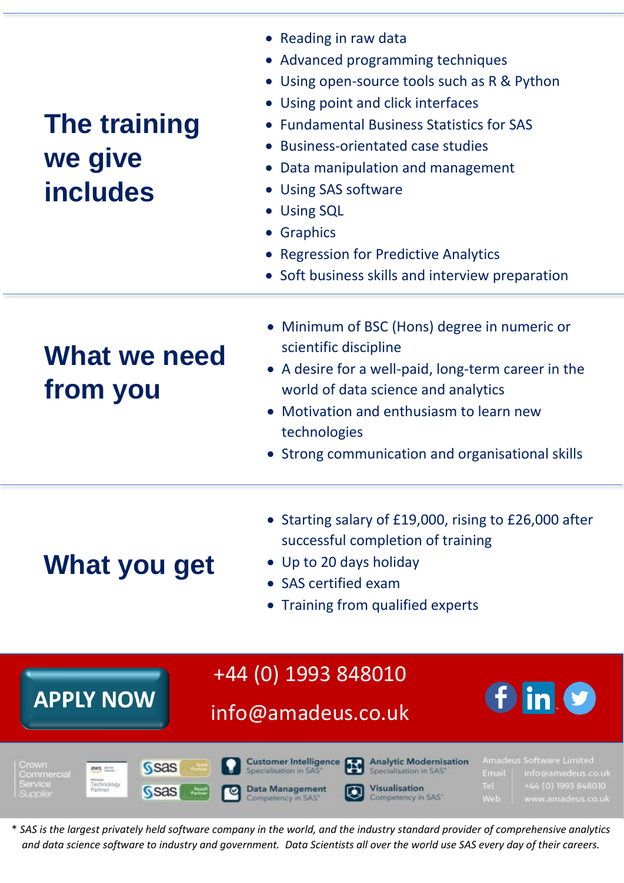## The training we give includes

- Reading in raw data
- Advanced programming techniques
- Using open-source tools such as R & Python
- Using point and click interfaces
- Fundamental Business Statistics for SAS
- Business-orientated case studies
- Data manipulation and management
- Using SAS software
- Using SQL
- Graphics
- Regression for Predictive Analytics
- Soft business skills and interview preparation

## What we need from you

- Minimum of BSC (Hons) degree in numeric or scientific discipline
- A desire for a well-paid, long-term career in the world of data science and analytics
- Motivation and enthusiasm to learn new technologies
- Strong communication and organisational skills

## What you get

- Starting salary of £19,000, rising to £26,000 after successful completion of training
- Up to 20 days holiday
- SAS certified exam
- Training from qualified experts

**APPLY NOW**

+44 (0) 1993 848010

info@amadeus.co.uk

Crown Commercial Service Supplier

aws Technology Partner

sas Gold Partner

sas Reseller Partner

Customer Intelligence Specialisation in SAS®

Analytic Modernisation Specialisation in SAS®

Data Management Competency in SAS®

Visualisation Competency in SAS®

Amadeus Software Limited
Email info@amadeus.co.uk
Tel +44 (0) 1993 848010
Web www.amadeus.co.uk

*\* SAS is the largest privately held software company in the world, and the industry standard provider of comprehensive analytics and data science software to industry and government. Data Scientists all over the world use SAS every day of their careers.*